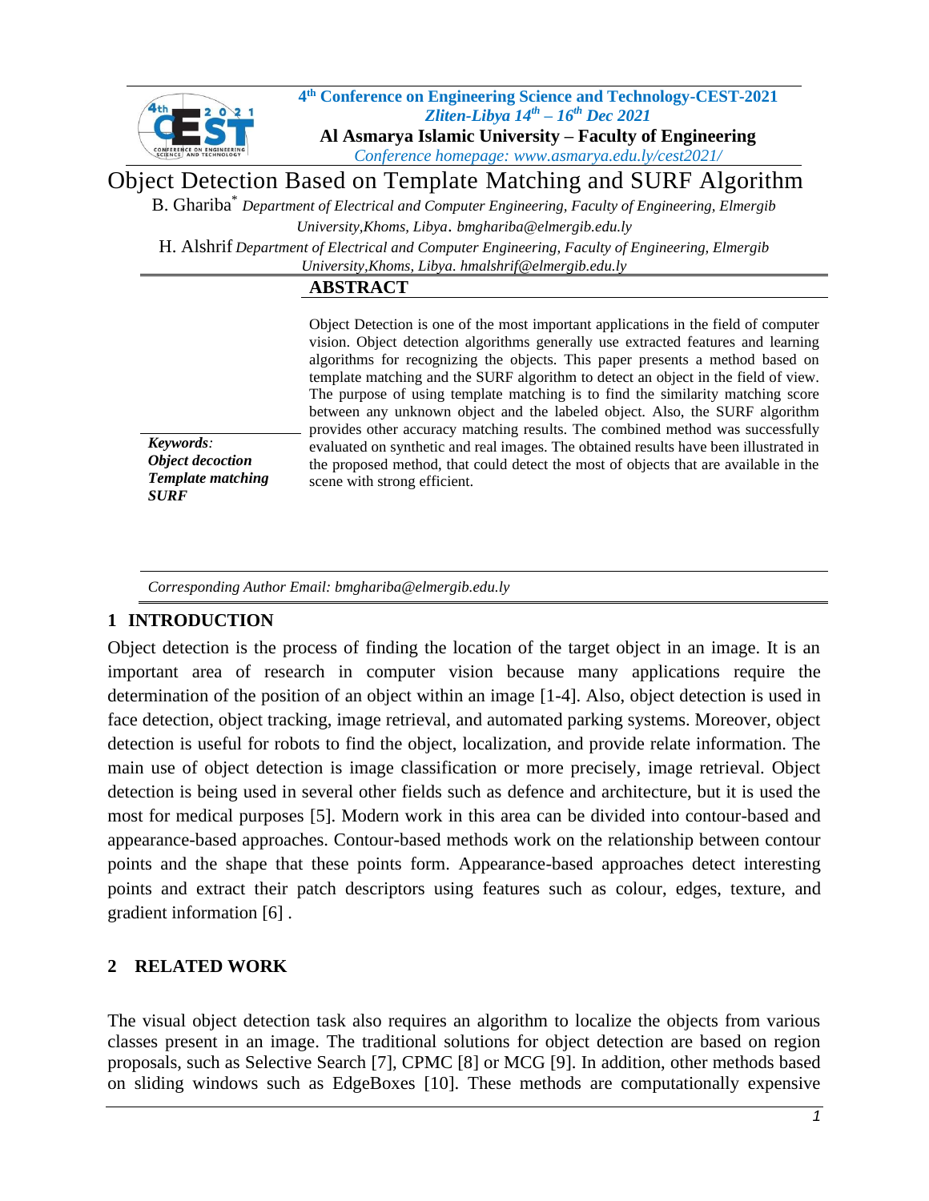4th Conference on Engineering Science and Technology-CEST-2021
*Zliten-Libya 14th – 16th Dec 2021*
**Al Asmarya Islamic University – Faculty of Engineering**
*Conference homepage: www.asmarya.edu.ly/cest2021/*

# Object Detection Based on Template Matching and SURF Algorithm

B. Ghariba* *Department of Electrical and Computer Engineering, Faculty of Engineering, Elmergib University,Khoms, Libya. bmghariba@elmergib.edu.ly*

H. Alshrif *Department of Electrical and Computer Engineering, Faculty of Engineering, Elmergib University,Khoms, Libya. hmalshrif@elmergib.edu.ly*

## ABSTRACT

Object Detection is one of the most important applications in the field of computer vision. Object detection algorithms generally use extracted features and learning algorithms for recognizing the objects. This paper presents a method based on template matching and the SURF algorithm to detect an object in the field of view. The purpose of using template matching is to find the similarity matching score between any unknown object and the labeled object. Also, the SURF algorithm provides other accuracy matching results. The combined method was successfully evaluated on synthetic and real images. The obtained results have been illustrated in the proposed method, that could detect the most of objects that are available in the scene with strong efficient.

***Keywords:***
***Object decoction***
***Template matching***
***SURF***

*Corresponding Author Email: bmghariba@elmergib.edu.ly*

## 1 INTRODUCTION

Object detection is the process of finding the location of the target object in an image. It is an important area of research in computer vision because many applications require the determination of the position of an object within an image [1-4]. Also, object detection is used in face detection, object tracking, image retrieval, and automated parking systems. Moreover, object detection is useful for robots to find the object, localization, and provide relate information. The main use of object detection is image classification or more precisely, image retrieval. Object detection is being used in several other fields such as defence and architecture, but it is used the most for medical purposes [5]. Modern work in this area can be divided into contour-based and appearance-based approaches. Contour-based methods work on the relationship between contour points and the shape that these points form. Appearance-based approaches detect interesting points and extract their patch descriptors using features such as colour, edges, texture, and gradient information [6] .

## 2 RELATED WORK

The visual object detection task also requires an algorithm to localize the objects from various classes present in an image. The traditional solutions for object detection are based on region proposals, such as Selective Search [7], CPMC [8] or MCG [9]. In addition, other methods based on sliding windows such as EdgeBoxes [10]. These methods are computationally expensive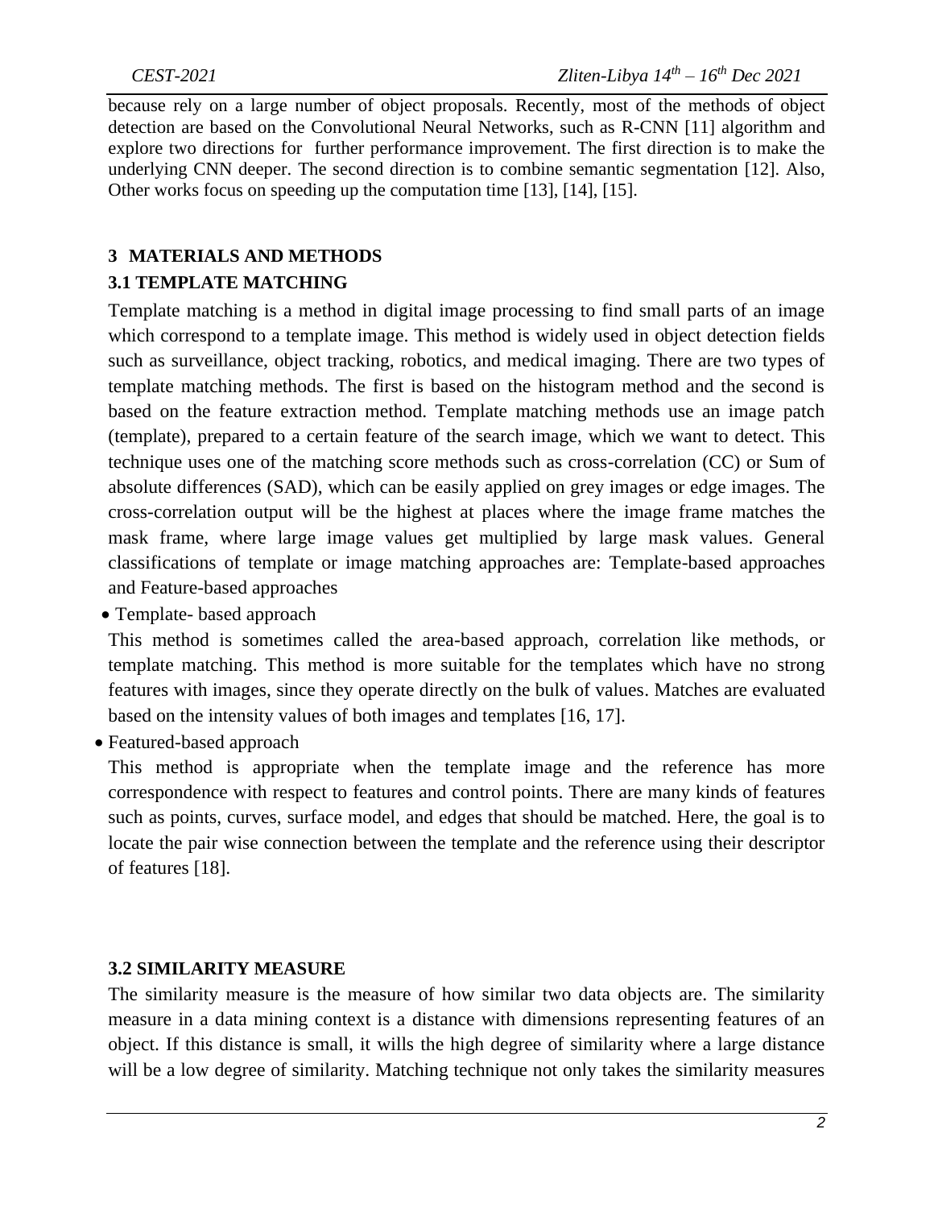because rely on a large number of object proposals. Recently, most of the methods of object detection are based on the Convolutional Neural Networks, such as R-CNN [11] algorithm and explore two directions for further performance improvement. The first direction is to make the underlying CNN deeper. The second direction is to combine semantic segmentation [12]. Also, Other works focus on speeding up the computation time [13], [14], [15].

## 3 MATERIALS AND METHODS

### 3.1 TEMPLATE MATCHING

Template matching is a method in digital image processing to find small parts of an image which correspond to a template image. This method is widely used in object detection fields such as surveillance, object tracking, robotics, and medical imaging. There are two types of template matching methods. The first is based on the histogram method and the second is based on the feature extraction method. Template matching methods use an image patch (template), prepared to a certain feature of the search image, which we want to detect. This technique uses one of the matching score methods such as cross-correlation (CC) or Sum of absolute differences (SAD), which can be easily applied on grey images or edge images. The cross-correlation output will be the highest at places where the image frame matches the mask frame, where large image values get multiplied by large mask values. General classifications of template or image matching approaches are: Template-based approaches and Feature-based approaches

- Template- based approach

This method is sometimes called the area-based approach, correlation like methods, or template matching. This method is more suitable for the templates which have no strong features with images, since they operate directly on the bulk of values. Matches are evaluated based on the intensity values of both images and templates [16, 17].

- Featured-based approach

This method is appropriate when the template image and the reference has more correspondence with respect to features and control points. There are many kinds of features such as points, curves, surface model, and edges that should be matched. Here, the goal is to locate the pair wise connection between the template and the reference using their descriptor of features [18].

### 3.2 SIMILARITY MEASURE

The similarity measure is the measure of how similar two data objects are. The similarity measure in a data mining context is a distance with dimensions representing features of an object. If this distance is small, it wills the high degree of similarity where a large distance will be a low degree of similarity. Matching technique not only takes the similarity measures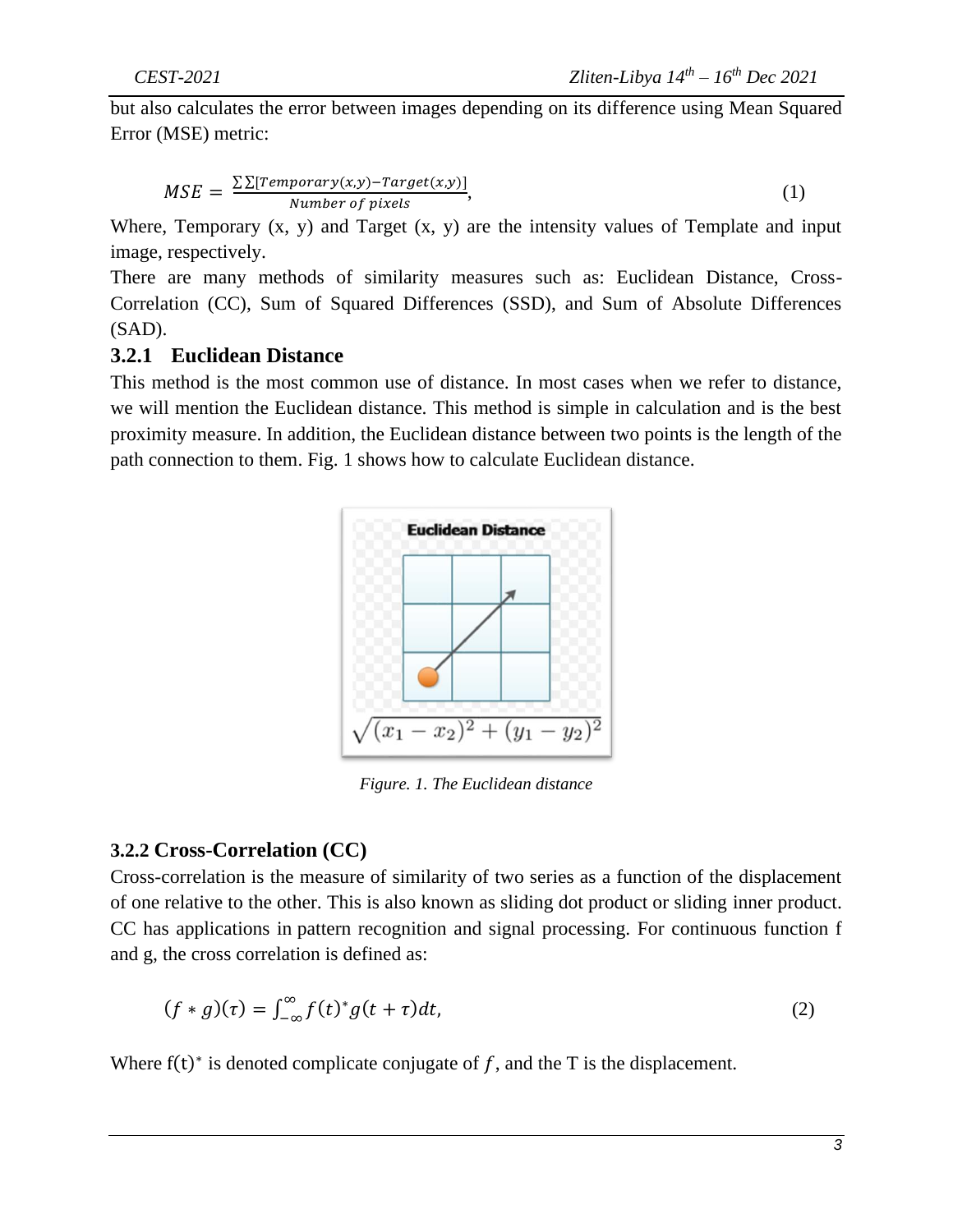but also calculates the error between images depending on its difference using Mean Squared Error (MSE) metric:

$$MSE = \frac{\sum\sum[Temporary(x,y) - Target(x,y)]}{Number\ of\ pixels}, \tag{1}$$

Where, Temporary (x, y) and Target (x, y) are the intensity values of Template and input image, respectively.

There are many methods of similarity measures such as: Euclidean Distance, Cross-Correlation (CC), Sum of Squared Differences (SSD), and Sum of Absolute Differences (SAD).

### 3.2.1 Euclidean Distance

This method is the most common use of distance. In most cases when we refer to distance, we will mention the Euclidean distance. This method is simple in calculation and is the best proximity measure. In addition, the Euclidean distance between two points is the length of the path connection to them. Fig. 1 shows how to calculate Euclidean distance.

*Figure. 1. The Euclidean distance*

### 3.2.2 Cross-Correlation (CC)

Cross-correlation is the measure of similarity of two series as a function of the displacement of one relative to the other. This is also known as sliding dot product or sliding inner product. CC has applications in pattern recognition and signal processing. For continuous function f and g, the cross correlation is defined as:

$$(f * g)(\tau) = \int_{-\infty}^{\infty} f(t)^* g(t + \tau)dt, \tag{2}$$

Where $f(t)^*$ is denoted complicate conjugate of $f$, and the T is the displacement.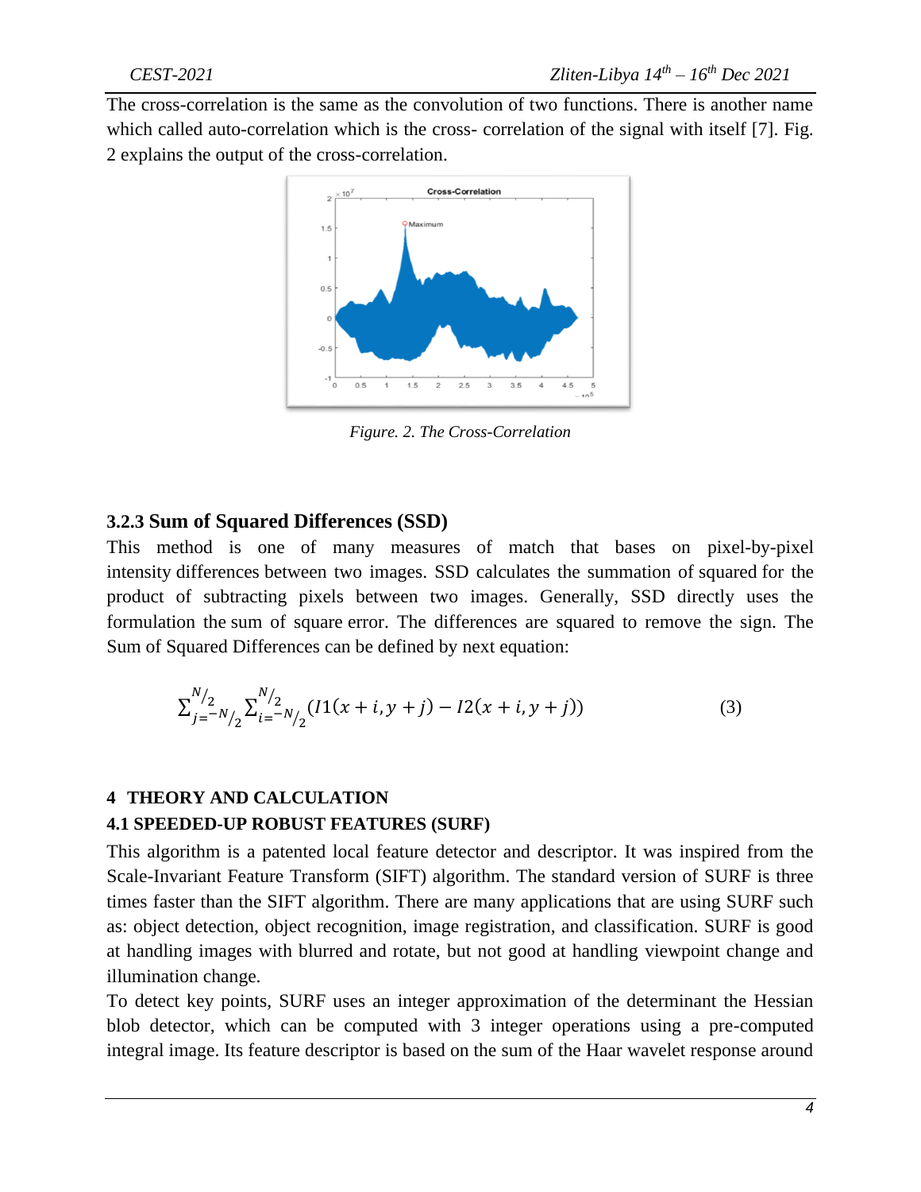The cross-correlation is the same as the convolution of two functions. There is another name which called auto-correlation which is the cross- correlation of the signal with itself [7]. Fig. 2 explains the output of the cross-correlation.

*Figure. 2. The Cross-Correlation*

### 3.2.3 Sum of Squared Differences (SSD)

This method is one of many measures of match that bases on pixel-by-pixel intensity differences between two images. SSD calculates the summation of squared for the product of subtracting pixels between two images. Generally, SSD directly uses the formulation the sum of square error. The differences are squared to remove the sign. The Sum of Squared Differences can be defined by next equation:

$$\sum_{j=-N/2}^{N/2} \sum_{i=-N/2}^{N/2} (I1(x+i, y+j) - I2(x+i, y+j)) \tag{3}$$

## 4 THEORY AND CALCULATION

### 4.1 SPEEDED-UP ROBUST FEATURES (SURF)

This algorithm is a patented local feature detector and descriptor. It was inspired from the Scale-Invariant Feature Transform (SIFT) algorithm. The standard version of SURF is three times faster than the SIFT algorithm. There are many applications that are using SURF such as: object detection, object recognition, image registration, and classification. SURF is good at handling images with blurred and rotate, but not good at handling viewpoint change and illumination change.

To detect key points, SURF uses an integer approximation of the determinant the Hessian blob detector, which can be computed with 3 integer operations using a pre-computed integral image. Its feature descriptor is based on the sum of the Haar wavelet response around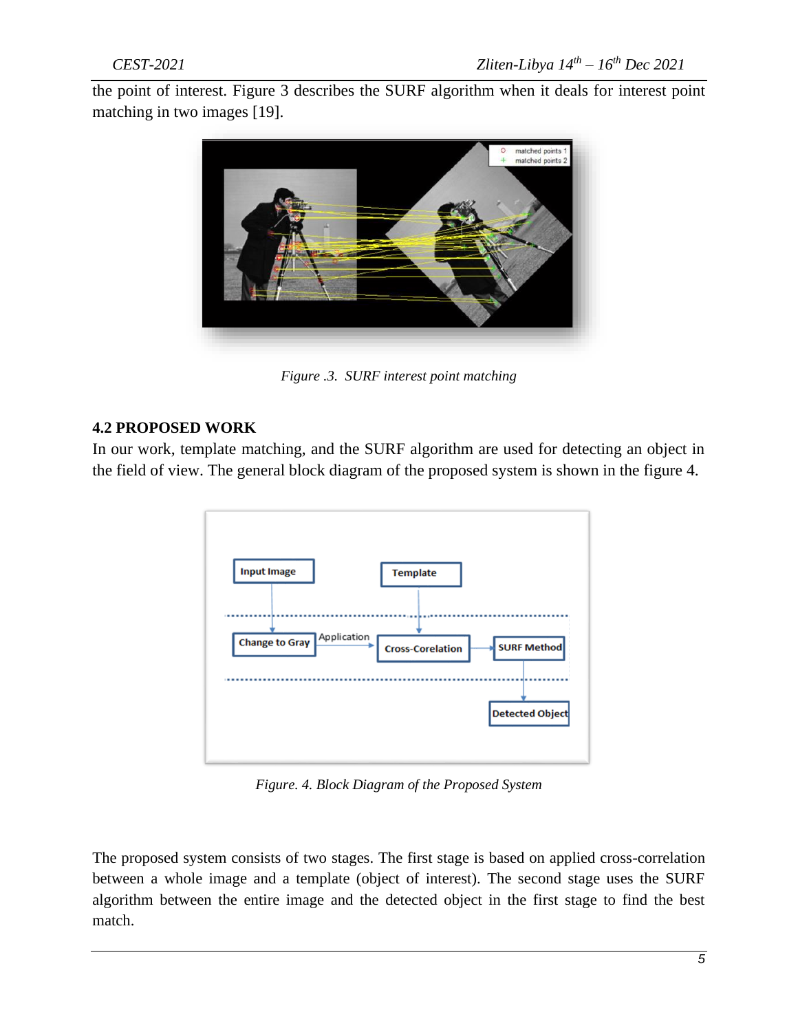the point of interest. Figure 3 describes the SURF algorithm when it deals for interest point matching in two images [19].

*Figure .3. SURF interest point matching*

## 4.2 PROPOSED WORK

In our work, template matching, and the SURF algorithm are used for detecting an object in the field of view. The general block diagram of the proposed system is shown in the figure 4.

*Figure. 4. Block Diagram of the Proposed System*

The proposed system consists of two stages. The first stage is based on applied cross-correlation between a whole image and a template (object of interest). The second stage uses the SURF algorithm between the entire image and the detected object in the first stage to find the best match.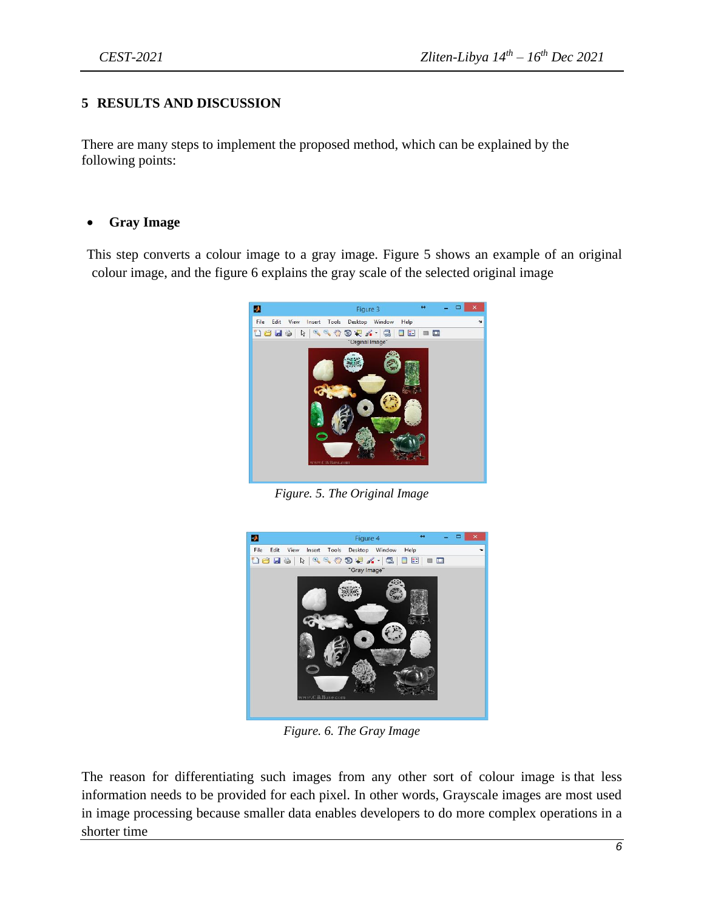## 5 RESULTS AND DISCUSSION

There are many steps to implement the proposed method, which can be explained by the following points:

- **Gray Image**

This step converts a colour image to a gray image. Figure 5 shows an example of an original colour image, and the figure 6 explains the gray scale of the selected original image

*Figure. 5. The Original Image*

*Figure. 6. The Gray Image*

The reason for differentiating such images from any other sort of colour image is that less information needs to be provided for each pixel. In other words, Grayscale images are most used in image processing because smaller data enables developers to do more complex operations in a shorter time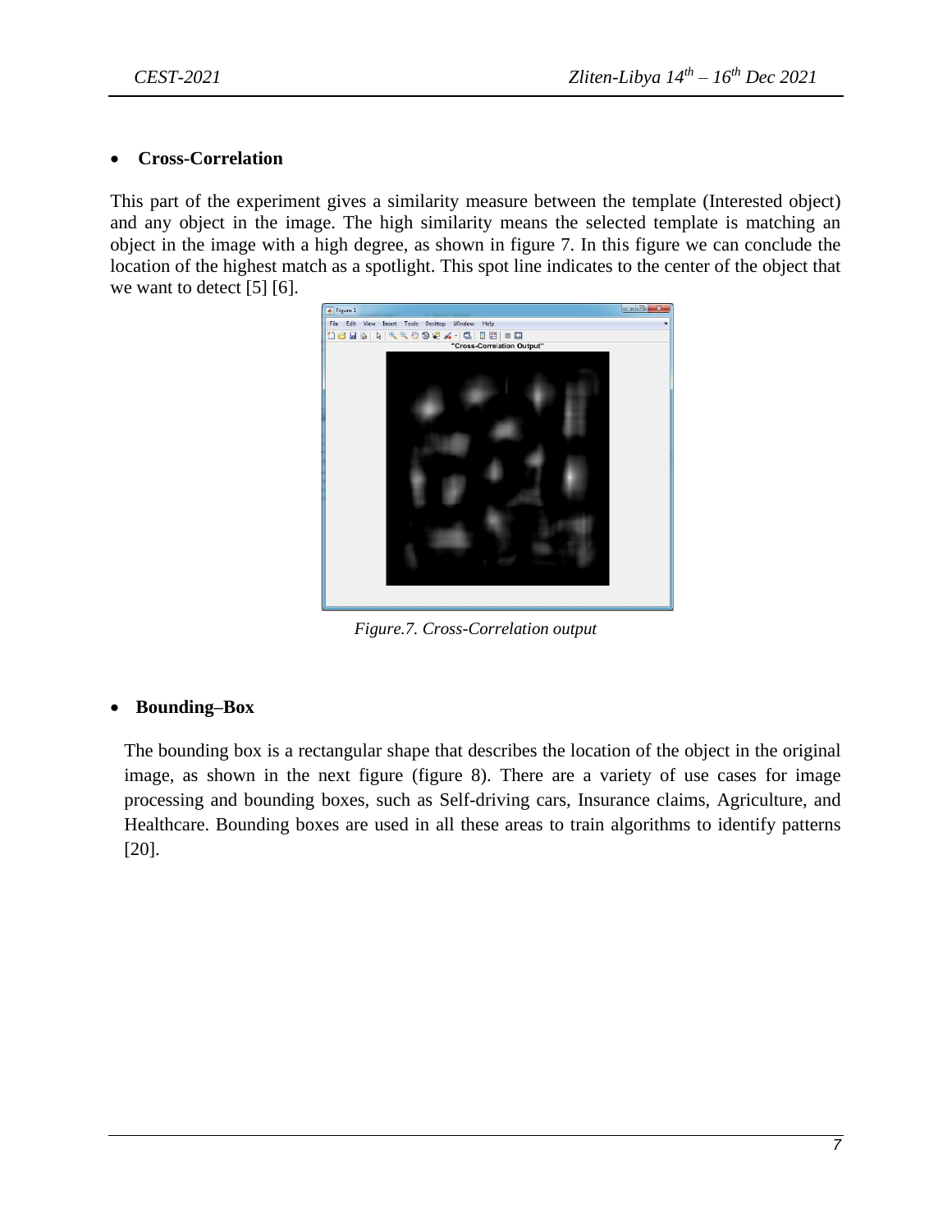- **Cross-Correlation**

This part of the experiment gives a similarity measure between the template (Interested object) and any object in the image. The high similarity means the selected template is matching an object in the image with a high degree, as shown in figure 7. In this figure we can conclude the location of the highest match as a spotlight. This spot line indicates to the center of the object that we want to detect [5] [6].

*Figure.7. Cross-Correlation output*

- **Bounding–Box**

The bounding box is a rectangular shape that describes the location of the object in the original image, as shown in the next figure (figure 8). There are a variety of use cases for image processing and bounding boxes, such as Self-driving cars, Insurance claims, Agriculture, and Healthcare. Bounding boxes are used in all these areas to train algorithms to identify patterns [20].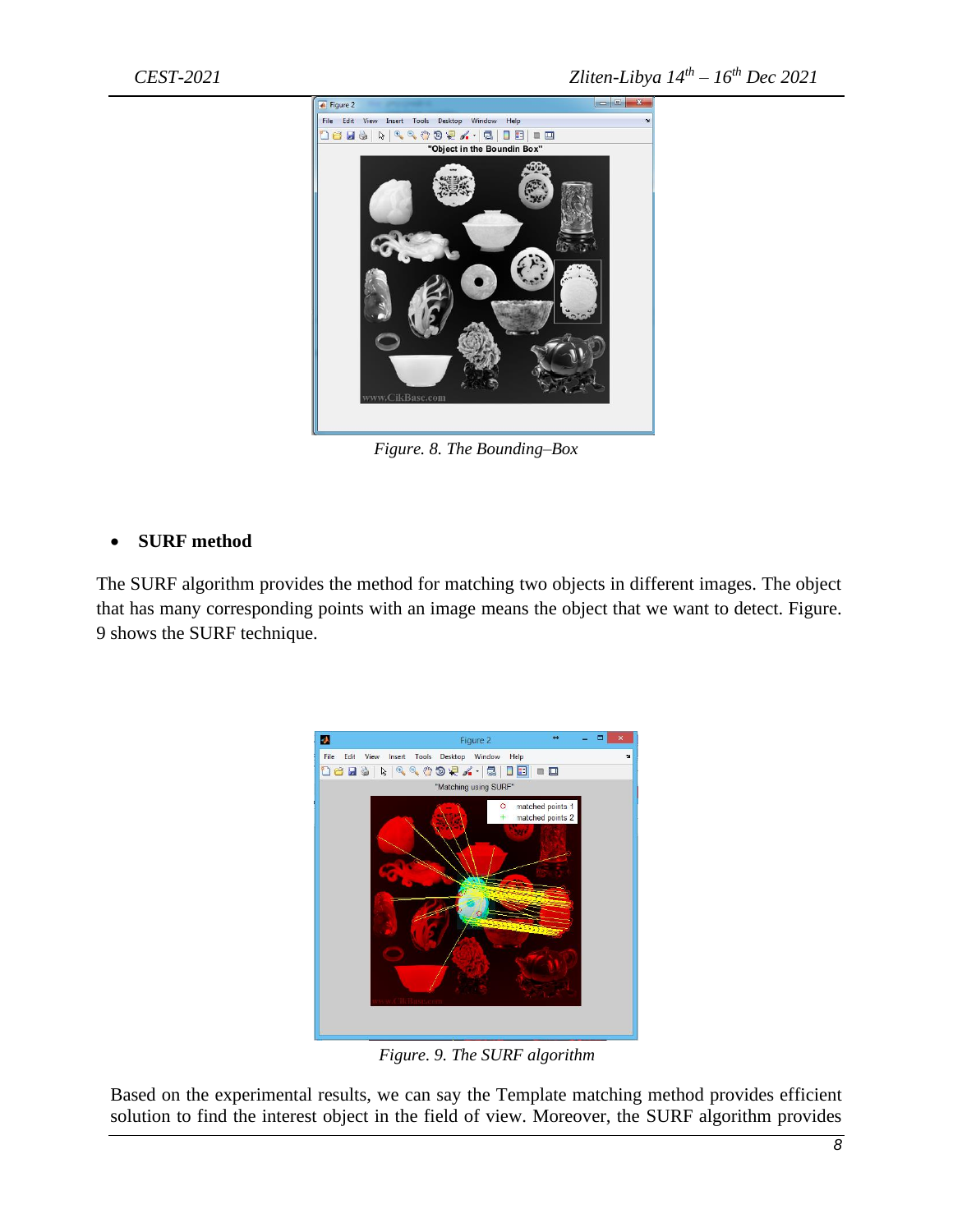*Figure. 8. The Bounding–Box*

- **SURF method**

The SURF algorithm provides the method for matching two objects in different images. The object that has many corresponding points with an image means the object that we want to detect. Figure. 9 shows the SURF technique.

*Figure. 9. The SURF algorithm*

Based on the experimental results, we can say the Template matching method provides efficient solution to find the interest object in the field of view. Moreover, the SURF algorithm provides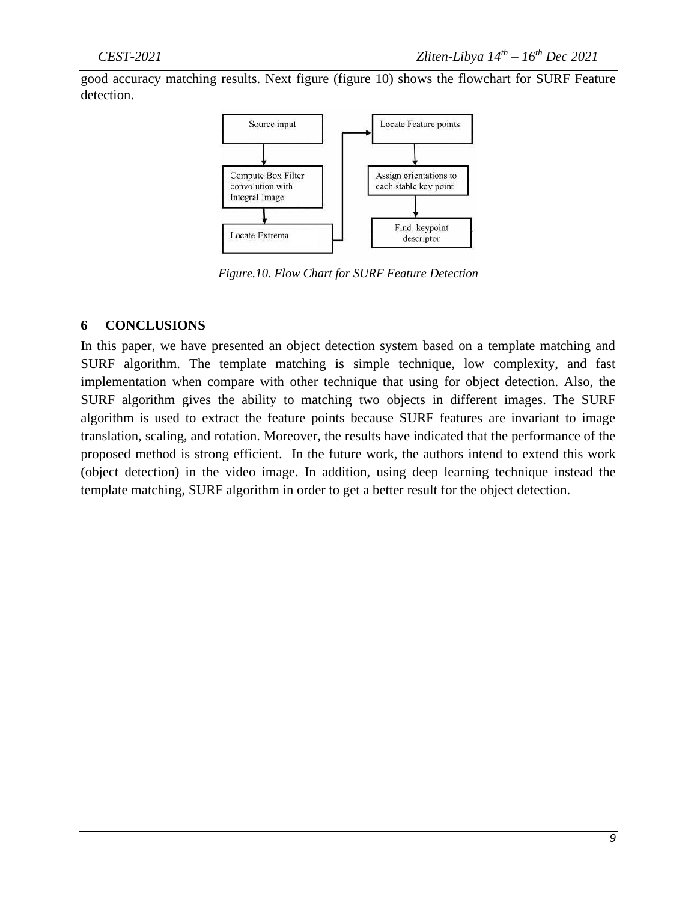good accuracy matching results. Next figure (figure 10) shows the flowchart for SURF Feature detection.

*Figure.10. Flow Chart for SURF Feature Detection*

## 6 CONCLUSIONS

In this paper, we have presented an object detection system based on a template matching and SURF algorithm. The template matching is simple technique, low complexity, and fast implementation when compare with other technique that using for object detection. Also, the SURF algorithm gives the ability to matching two objects in different images. The SURF algorithm is used to extract the feature points because SURF features are invariant to image translation, scaling, and rotation. Moreover, the results have indicated that the performance of the proposed method is strong efficient. In the future work, the authors intend to extend this work (object detection) in the video image. In addition, using deep learning technique instead the template matching, SURF algorithm in order to get a better result for the object detection.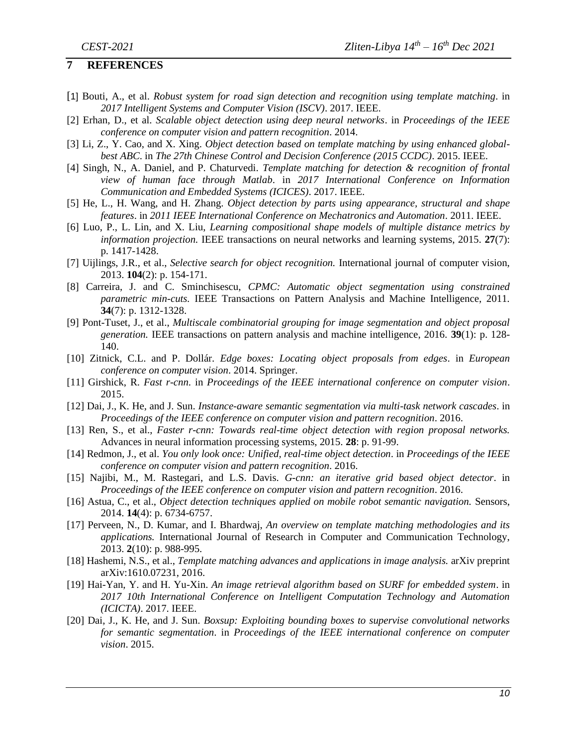## 7 REFERENCES

[1] Bouti, A., et al. *Robust system for road sign detection and recognition using template matching*. in *2017 Intelligent Systems and Computer Vision (ISCV)*. 2017. IEEE.

[2] Erhan, D., et al. *Scalable object detection using deep neural networks*. in *Proceedings of the IEEE conference on computer vision and pattern recognition*. 2014.

[3] Li, Z., Y. Cao, and X. Xing. *Object detection based on template matching by using enhanced global-best ABC*. in *The 27th Chinese Control and Decision Conference (2015 CCDC)*. 2015. IEEE.

[4] Singh, N., A. Daniel, and P. Chaturvedi. *Template matching for detection & recognition of frontal view of human face through Matlab*. in *2017 International Conference on Information Communication and Embedded Systems (ICICES)*. 2017. IEEE.

[5] He, L., H. Wang, and H. Zhang. *Object detection by parts using appearance, structural and shape features*. in *2011 IEEE International Conference on Mechatronics and Automation*. 2011. IEEE.

[6] Luo, P., L. Lin, and X. Liu, *Learning compositional shape models of multiple distance metrics by information projection.* IEEE transactions on neural networks and learning systems, 2015. **27**(7): p. 1417-1428.

[7] Uijlings, J.R., et al., *Selective search for object recognition.* International journal of computer vision, 2013. **104**(2): p. 154-171.

[8] Carreira, J. and C. Sminchisescu, *CPMC: Automatic object segmentation using constrained parametric min-cuts.* IEEE Transactions on Pattern Analysis and Machine Intelligence, 2011. **34**(7): p. 1312-1328.

[9] Pont-Tuset, J., et al., *Multiscale combinatorial grouping for image segmentation and object proposal generation.* IEEE transactions on pattern analysis and machine intelligence, 2016. **39**(1): p. 128-140.

[10] Zitnick, C.L. and P. Dollár. *Edge boxes: Locating object proposals from edges*. in *European conference on computer vision*. 2014. Springer.

[11] Girshick, R. *Fast r-cnn*. in *Proceedings of the IEEE international conference on computer vision*. 2015.

[12] Dai, J., K. He, and J. Sun. *Instance-aware semantic segmentation via multi-task network cascades*. in *Proceedings of the IEEE conference on computer vision and pattern recognition*. 2016.

[13] Ren, S., et al., *Faster r-cnn: Towards real-time object detection with region proposal networks.* Advances in neural information processing systems, 2015. **28**: p. 91-99.

[14] Redmon, J., et al. *You only look once: Unified, real-time object detection*. in *Proceedings of the IEEE conference on computer vision and pattern recognition*. 2016.

[15] Najibi, M., M. Rastegari, and L.S. Davis. *G-cnn: an iterative grid based object detector*. in *Proceedings of the IEEE conference on computer vision and pattern recognition*. 2016.

[16] Astua, C., et al., *Object detection techniques applied on mobile robot semantic navigation.* Sensors, 2014. **14**(4): p. 6734-6757.

[17] Perveen, N., D. Kumar, and I. Bhardwaj, *An overview on template matching methodologies and its applications.* International Journal of Research in Computer and Communication Technology, 2013. **2**(10): p. 988-995.

[18] Hashemi, N.S., et al., *Template matching advances and applications in image analysis.* arXiv preprint arXiv:1610.07231, 2016.

[19] Hai-Yan, Y. and H. Yu-Xin. *An image retrieval algorithm based on SURF for embedded system*. in *2017 10th International Conference on Intelligent Computation Technology and Automation (ICICTA)*. 2017. IEEE.

[20] Dai, J., K. He, and J. Sun. *Boxsup: Exploiting bounding boxes to supervise convolutional networks for semantic segmentation*. in *Proceedings of the IEEE international conference on computer vision*. 2015.